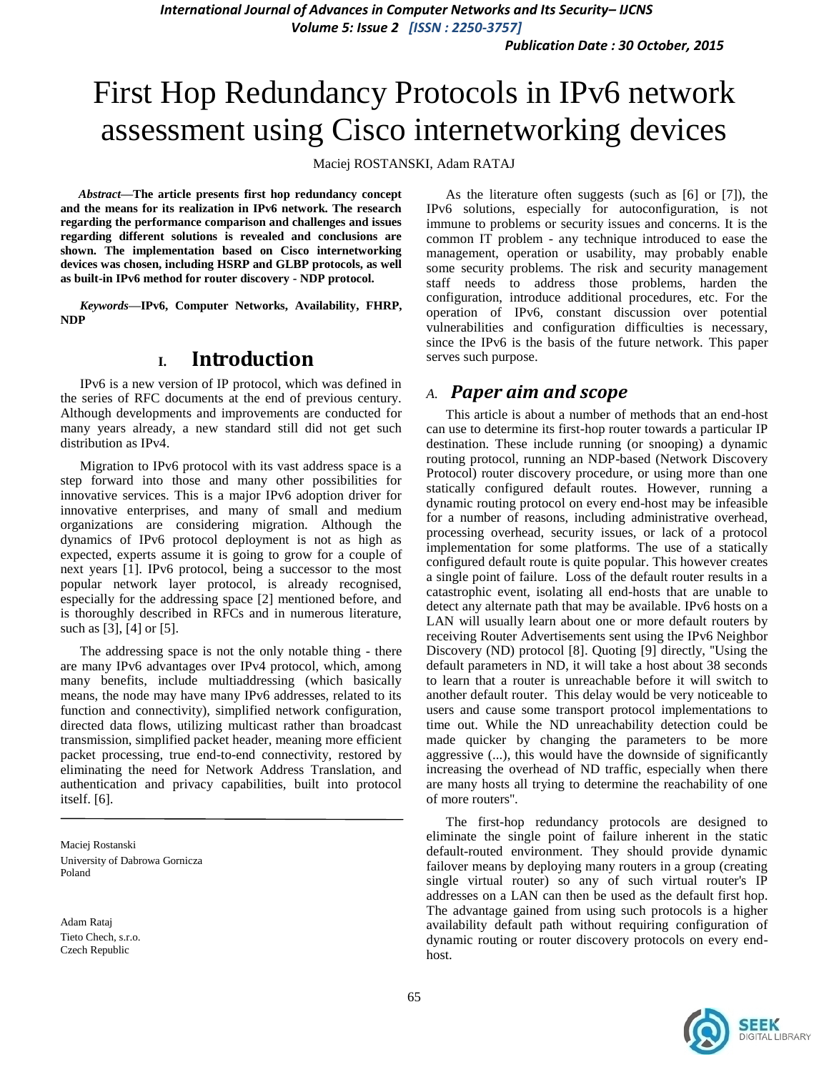# First Hop Redundancy Protocols in IPv6 network assessment using Cisco internetworking devices

Maciej ROSTANSKI, Adam RATAJ

***Abstract*—The article presents first hop redundancy concept and the means for its realization in IPv6 network. The research regarding the performance comparison and challenges and issues regarding different solutions is revealed and conclusions are shown. The implementation based on Cisco internetworking devices was chosen, including HSRP and GLBP protocols, as well as built-in IPv6 method for router discovery - NDP protocol.**

***Keywords*—IPv6, Computer Networks, Availability, FHRP, NDP**

## I. Introduction

IPv6 is a new version of IP protocol, which was defined in the series of RFC documents at the end of previous century. Although developments and improvements are conducted for many years already, a new standard still did not get such distribution as IPv4.

Migration to IPv6 protocol with its vast address space is a step forward into those and many other possibilities for innovative services. This is a major IPv6 adoption driver for innovative enterprises, and many of small and medium organizations are considering migration. Although the dynamics of IPv6 protocol deployment is not as high as expected, experts assume it is going to grow for a couple of next years [1]. IPv6 protocol, being a successor to the most popular network layer protocol, is already recognised, especially for the addressing space [2] mentioned before, and is thoroughly described in RFCs and in numerous literature, such as [3], [4] or [5].

The addressing space is not the only notable thing - there are many IPv6 advantages over IPv4 protocol, which, among many benefits, include multiaddressing (which basically means, the node may have many IPv6 addresses, related to its function and connectivity), simplified network configuration, directed data flows, utilizing multicast rather than broadcast transmission, simplified packet header, meaning more efficient packet processing, true end-to-end connectivity, restored by eliminating the need for Network Address Translation, and authentication and privacy capabilities, built into protocol itself. [6].

Maciej Rostanski
University of Dabrowa Gornicza
Poland

Adam Rataj
Tieto Chech, s.r.o.
Czech Republic

As the literature often suggests (such as [6] or [7]), the IPv6 solutions, especially for autoconfiguration, is not immune to problems or security issues and concerns. It is the common IT problem - any technique introduced to ease the management, operation or usability, may probably enable some security problems. The risk and security management staff needs to address those problems, harden the configuration, introduce additional procedures, etc. For the operation of IPv6, constant discussion over potential vulnerabilities and configuration difficulties is necessary, since the IPv6 is the basis of the future network. This paper serves such purpose.

### A. Paper aim and scope

This article is about a number of methods that an end-host can use to determine its first-hop router towards a particular IP destination. These include running (or snooping) a dynamic routing protocol, running an NDP-based (Network Discovery Protocol) router discovery procedure, or using more than one statically configured default routes. However, running a dynamic routing protocol on every end-host may be infeasible for a number of reasons, including administrative overhead, processing overhead, security issues, or lack of a protocol implementation for some platforms. The use of a statically configured default route is quite popular. This however creates a single point of failure. Loss of the default router results in a catastrophic event, isolating all end-hosts that are unable to detect any alternate path that may be available. IPv6 hosts on a LAN will usually learn about one or more default routers by receiving Router Advertisements sent using the IPv6 Neighbor Discovery (ND) protocol [8]. Quoting [9] directly, "Using the default parameters in ND, it will take a host about 38 seconds to learn that a router is unreachable before it will switch to another default router. This delay would be very noticeable to users and cause some transport protocol implementations to time out. While the ND unreachability detection could be made quicker by changing the parameters to be more aggressive (...), this would have the downside of significantly increasing the overhead of ND traffic, especially when there are many hosts all trying to determine the reachability of one of more routers".

The first-hop redundancy protocols are designed to eliminate the single point of failure inherent in the static default-routed environment. They should provide dynamic failover means by deploying many routers in a group (creating single virtual router) so any of such virtual router's IP addresses on a LAN can then be used as the default first hop. The advantage gained from using such protocols is a higher availability default path without requiring configuration of dynamic routing or router discovery protocols on every end-host.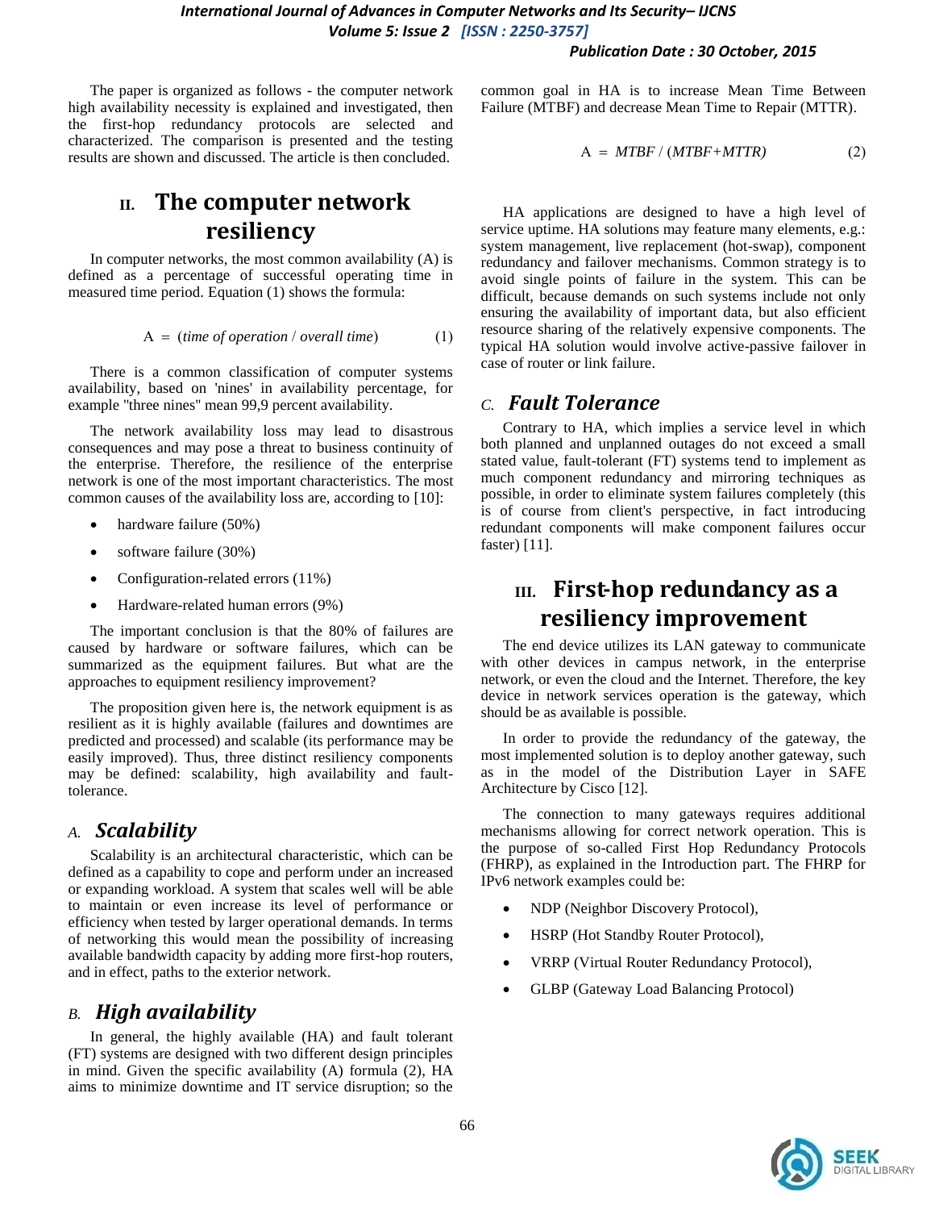The paper is organized as follows - the computer network high availability necessity is explained and investigated, then the first-hop redundancy protocols are selected and characterized. The comparison is presented and the testing results are shown and discussed. The article is then concluded.

## II. The computer network resiliency

In computer networks, the most common availability (A) is defined as a percentage of successful operating time in measured time period. Equation (1) shows the formula:

$$A = (\textit{time of operation} / \textit{overall time}) \quad (1)$$

There is a common classification of computer systems availability, based on 'nines' in availability percentage, for example "three nines" mean 99,9 percent availability.

The network availability loss may lead to disastrous consequences and may pose a threat to business continuity of the enterprise. Therefore, the resilience of the enterprise network is one of the most important characteristics. The most common causes of the availability loss are, according to [10]:

- hardware failure (50%)
- software failure (30%)
- Configuration-related errors (11%)
- Hardware-related human errors (9%)

The important conclusion is that the 80% of failures are caused by hardware or software failures, which can be summarized as the equipment failures. But what are the approaches to equipment resiliency improvement?

The proposition given here is, the network equipment is as resilient as it is highly available (failures and downtimes are predicted and processed) and scalable (its performance may be easily improved). Thus, three distinct resiliency components may be defined: scalability, high availability and fault-tolerance.

### A. Scalability

Scalability is an architectural characteristic, which can be defined as a capability to cope and perform under an increased or expanding workload. A system that scales well will be able to maintain or even increase its level of performance or efficiency when tested by larger operational demands. In terms of networking this would mean the possibility of increasing available bandwidth capacity by adding more first-hop routers, and in effect, paths to the exterior network.

### B. High availability

In general, the highly available (HA) and fault tolerant (FT) systems are designed with two different design principles in mind. Given the specific availability (A) formula (2), HA aims to minimize downtime and IT service disruption; so the common goal in HA is to increase Mean Time Between Failure (MTBF) and decrease Mean Time to Repair (MTTR).

$$A = MTBF / (MTBF + MTTR) \quad (2)$$

HA applications are designed to have a high level of service uptime. HA solutions may feature many elements, e.g.: system management, live replacement (hot-swap), component redundancy and failover mechanisms. Common strategy is to avoid single points of failure in the system. This can be difficult, because demands on such systems include not only ensuring the availability of important data, but also efficient resource sharing of the relatively expensive components. The typical HA solution would involve active-passive failover in case of router or link failure.

### C. Fault Tolerance

Contrary to HA, which implies a service level in which both planned and unplanned outages do not exceed a small stated value, fault-tolerant (FT) systems tend to implement as much component redundancy and mirroring techniques as possible, in order to eliminate system failures completely (this is of course from client's perspective, in fact introducing redundant components will make component failures occur faster) [11].

## III. First-hop redundancy as a resiliency improvement

The end device utilizes its LAN gateway to communicate with other devices in campus network, in the enterprise network, or even the cloud and the Internet. Therefore, the key device in network services operation is the gateway, which should be as available is possible.

In order to provide the redundancy of the gateway, the most implemented solution is to deploy another gateway, such as in the model of the Distribution Layer in SAFE Architecture by Cisco [12].

The connection to many gateways requires additional mechanisms allowing for correct network operation. This is the purpose of so-called First Hop Redundancy Protocols (FHRP), as explained in the Introduction part. The FHRP for IPv6 network examples could be:

- NDP (Neighbor Discovery Protocol),
- HSRP (Hot Standby Router Protocol),
- VRRP (Virtual Router Redundancy Protocol),
- GLBP (Gateway Load Balancing Protocol)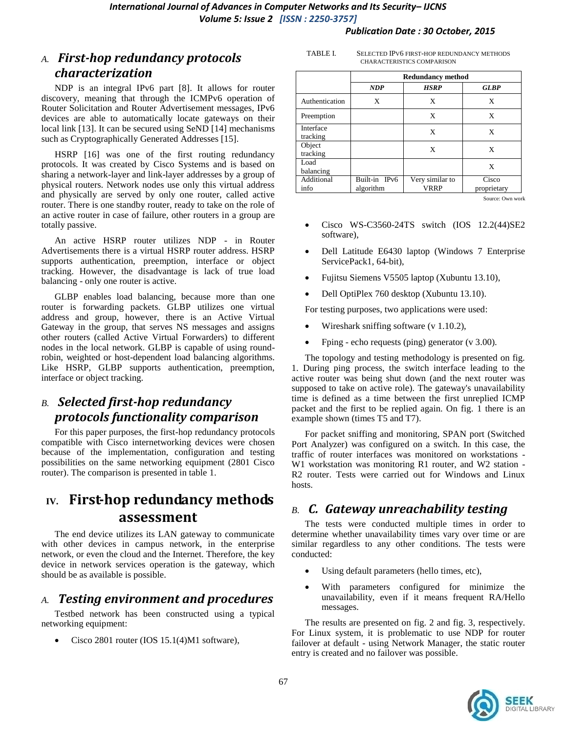### A. *First-hop redundancy protocols characterization*

NDP is an integral IPv6 part [8]. It allows for router discovery, meaning that through the ICMPv6 operation of Router Solicitation and Router Advertisement messages, IPv6 devices are able to automatically locate gateways on their local link [13]. It can be secured using SeND [14] mechanisms such as Cryptographically Generated Addresses [15].

HSRP [16] was one of the first routing redundancy protocols. It was created by Cisco Systems and is based on sharing a network-layer and link-layer addresses by a group of physical routers. Network nodes use only this virtual address and physically are served by only one router, called active router. There is one standby router, ready to take on the role of an active router in case of failure, other routers in a group are totally passive.

An active HSRP router utilizes NDP - in Router Advertisements there is a virtual HSRP router address. HSRP supports authentication, preemption, interface or object tracking. However, the disadvantage is lack of true load balancing - only one router is active.

GLBP enables load balancing, because more than one router is forwarding packets. GLBP utilizes one virtual address and group, however, there is an Active Virtual Gateway in the group, that serves NS messages and assigns other routers (called Active Virtual Forwarders) to different nodes in the local network. GLBP is capable of using round-robin, weighted or host-dependent load balancing algorithms. Like HSRP, GLBP supports authentication, preemption, interface or object tracking.

### B. *Selected first-hop redundancy protocols functionality comparison*

For this paper purposes, the first-hop redundancy protocols compatible with Cisco internetworking devices were chosen because of the implementation, configuration and testing possibilities on the same networking equipment (2801 Cisco router). The comparison is presented in table 1.

TABLE I. SELECTED IPV6 FIRST-HOP REDUNDANCY METHODS CHARACTERISTICS COMPARISON

| | Redundancy method | | |
|---|---|---|---|
| | ***NDP*** | ***HSRP*** | ***GLBP*** |
| Authentication | X | X | X |
| Preemption | | X | X |
| Interface tracking | | X | X |
| Object tracking | | X | X |
| Load balancing | | | X |
| Additional info | Built-in IPv6 algorithm | Very similar to VRRP | Cisco proprietary |

Source: Own work

## IV. First-hop redundancy methods assessment

The end device utilizes its LAN gateway to communicate with other devices in campus network, in the enterprise network, or even the cloud and the Internet. Therefore, the key device in network services operation is the gateway, which should be as available is possible.

### A. *Testing environment and procedures*

Testbed network has been constructed using a typical networking equipment:

- Cisco 2801 router (IOS 15.1(4)M1 software),
- Cisco WS-C3560-24TS switch (IOS 12.2(44)SE2 software),
- Dell Latitude E6430 laptop (Windows 7 Enterprise ServicePack1, 64-bit),
- Fujitsu Siemens V5505 laptop (Xubuntu 13.10),
- Dell OptiPlex 760 desktop (Xubuntu 13.10).

For testing purposes, two applications were used:

- Wireshark sniffing software (v 1.10.2),
- Fping - echo requests (ping) generator (v 3.00).

The topology and testing methodology is presented on fig. 1. During ping process, the switch interface leading to the active router was being shut down (and the next router was supposed to take on active role). The gateway's unavailability time is defined as a time between the first unreplied ICMP packet and the first to be replied again. On fig. 1 there is an example shown (times T5 and T7).

For packet sniffing and monitoring, SPAN port (Switched Port Analyzer) was configured on a switch. In this case, the traffic of router interfaces was monitored on workstations - W1 workstation was monitoring R1 router, and W2 station - R2 router. Tests were carried out for Windows and Linux hosts.

### B. *C. Gateway unreachability testing*

The tests were conducted multiple times in order to determine whether unavailability times vary over time or are similar regardless to any other conditions. The tests were conducted:

- Using default parameters (hello times, etc),
- With parameters configured for minimize the unavailability, even if it means frequent RA/Hello messages.

The results are presented on fig. 2 and fig. 3, respectively. For Linux system, it is problematic to use NDP for router failover at default - using Network Manager, the static router entry is created and no failover was possible.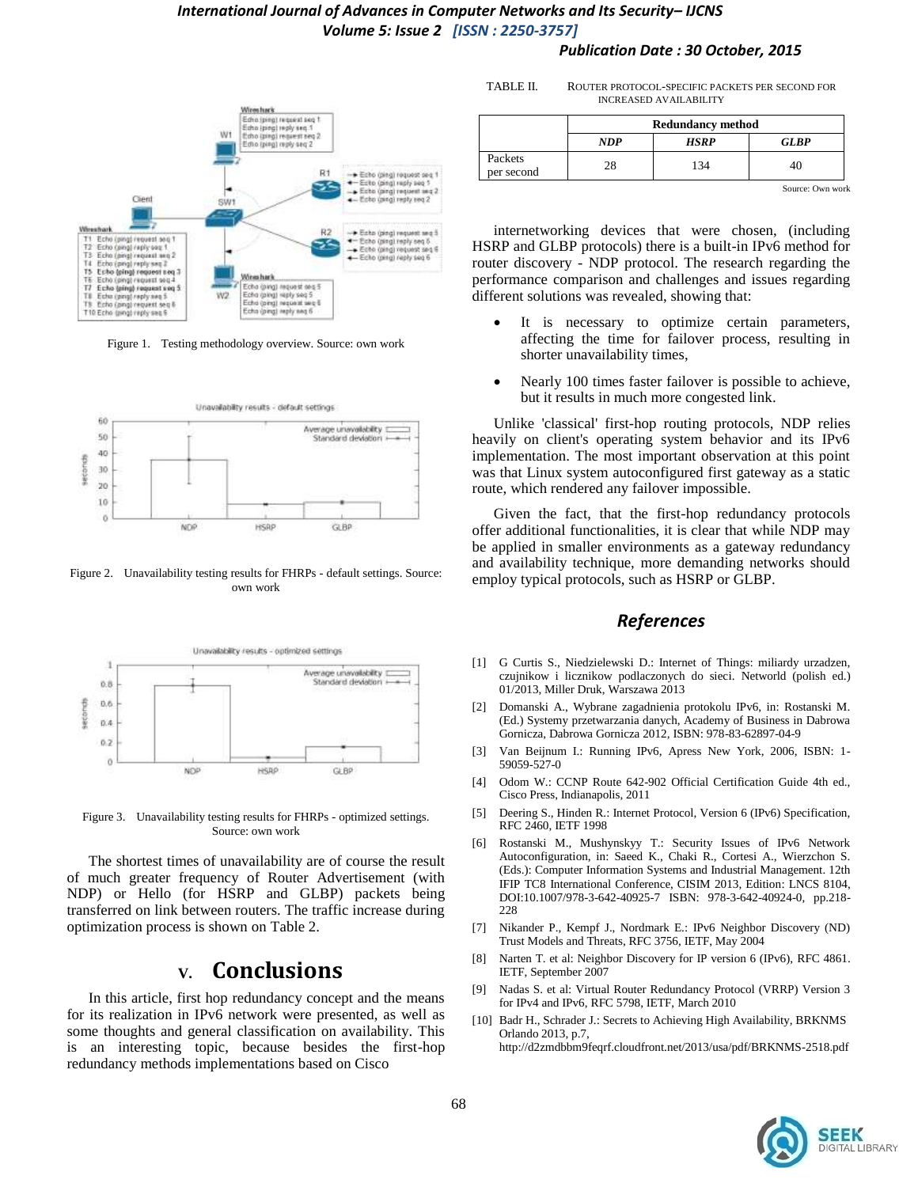Figure 1. Testing methodology overview. Source: own work

Figure 2. Unavailability testing results for FHRPs - default settings. Source: own work

Figure 3. Unavailability testing results for FHRPs - optimized settings. Source: own work

The shortest times of unavailability are of course the result of much greater frequency of Router Advertisement (with NDP) or Hello (for HSRP and GLBP) packets being transferred on link between routers. The traffic increase during optimization process is shown on Table 2.

## V. Conclusions

In this article, first hop redundancy concept and the means for its realization in IPv6 network were presented, as well as some thoughts and general classification on availability. This is an interesting topic, because besides the first-hop redundancy methods implementations based on Cisco

TABLE II. ROUTER PROTOCOL-SPECIFIC PACKETS PER SECOND FOR INCREASED AVAILABILITY

| | Redundancy method | | |
|---|---|---|---|
| | ***NDP*** | ***HSRP*** | ***GLBP*** |
| Packets per second | 28 | 134 | 40 |

Source: Own work

internetworking devices that were chosen, (including HSRP and GLBP protocols) there is a built-in IPv6 method for router discovery - NDP protocol. The research regarding the performance comparison and challenges and issues regarding different solutions was revealed, showing that:

- It is necessary to optimize certain parameters, affecting the time for failover process, resulting in shorter unavailability times,
- Nearly 100 times faster failover is possible to achieve, but it results in much more congested link.

Unlike 'classical' first-hop routing protocols, NDP relies heavily on client's operating system behavior and its IPv6 implementation. The most important observation at this point was that Linux system autoconfigured first gateway as a static route, which rendered any failover impossible.

Given the fact, that the first-hop redundancy protocols offer additional functionalities, it is clear that while NDP may be applied in smaller environments as a gateway redundancy and availability technique, more demanding networks should employ typical protocols, such as HSRP or GLBP.

## References

[1] G Curtis S., Niedzielewski D.: Internet of Things: miliardy urzadzen, czujnikow i licznikow podlaczonych do sieci. Networld (polish ed.) 01/2013, Miller Druk, Warszawa 2013

[2] Domanski A., Wybrane zagadnienia protokolu IPv6, in: Rostanski M. (Ed.) Systemy przetwarzania danych, Academy of Business in Dabrowa Gornicza, Dabrowa Gornicza 2012, ISBN: 978-83-62897-04-9

[3] Van Beijnum I.: Running IPv6, Apress New York, 2006, ISBN: 1-59059-527-0

[4] Odom W.: CCNP Route 642-902 Official Certification Guide 4th ed., Cisco Press, Indianapolis, 2011

[5] Deering S., Hinden R.: Internet Protocol, Version 6 (IPv6) Specification, RFC 2460, IETF 1998

[6] Rostanski M., Mushynskyy T.: Security Issues of IPv6 Network Autoconfiguration, in: Saeed K., Chaki R., Cortesi A., Wierzchon S. (Eds.): Computer Information Systems and Industrial Management. 12th IFIP TC8 International Conference, CISIM 2013, Edition: LNCS 8104, DOI:10.1007/978-3-642-40925-7 ISBN: 978-3-642-40924-0, pp.218-228

[7] Nikander P., Kempf J., Nordmark E.: IPv6 Neighbor Discovery (ND) Trust Models and Threats, RFC 3756, IETF, May 2004

[8] Narten T. et al: Neighbor Discovery for IP version 6 (IPv6), RFC 4861. IETF, September 2007

[9] Nadas S. et al: Virtual Router Redundancy Protocol (VRRP) Version 3 for IPv4 and IPv6, RFC 5798, IETF, March 2010

[10] Badr H., Schrader J.: Secrets to Achieving High Availability, BRKNMS Orlando 2013, p.7, http://d2zmdbbm9feqrf.cloudfront.net/2013/usa/pdf/BRKNMS-2518.pdf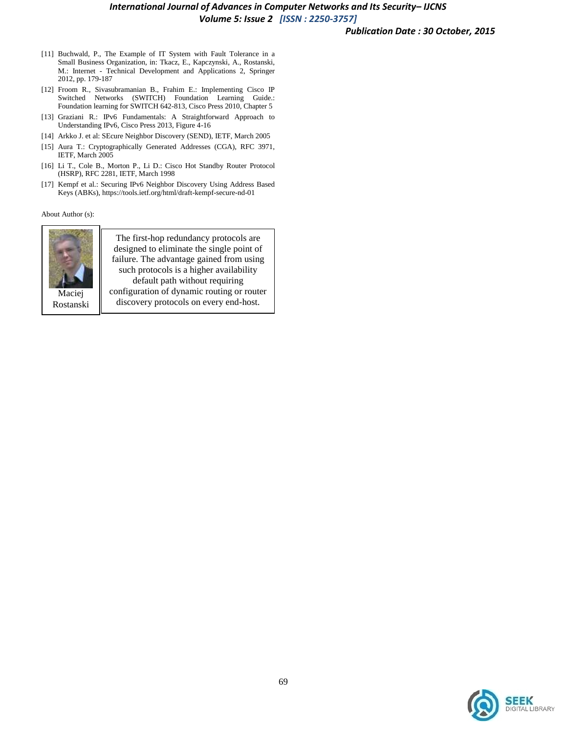[11] Buchwald, P., The Example of IT System with Fault Tolerance in a Small Business Organization, in: Tkacz, E., Kapczynski, A., Rostanski, M.: Internet - Technical Development and Applications 2, Springer 2012, pp. 179-187

[12] Froom R., Sivasubramanian B., Frahim E.: Implementing Cisco IP Switched Networks (SWITCH) Foundation Learning Guide.: Foundation learning for SWITCH 642-813, Cisco Press 2010, Chapter 5

[13] Graziani R.: IPv6 Fundamentals: A Straightforward Approach to Understanding IPv6, Cisco Press 2013, Figure 4-16

[14] Arkko J. et al: SEcure Neighbor Discovery (SEND), IETF, March 2005

[15] Aura T.: Cryptographically Generated Addresses (CGA), RFC 3971, IETF, March 2005

[16] Li T., Cole B., Morton P., Li D.: Cisco Hot Standby Router Protocol (HSRP), RFC 2281, IETF, March 1998

[17] Kempf et al.: Securing IPv6 Neighbor Discovery Using Address Based Keys (ABKs), https://tools.ietf.org/html/draft-kempf-secure-nd-01

About Author (s):

Maciej Rostanski

The first-hop redundancy protocols are designed to eliminate the single point of failure. The advantage gained from using such protocols is a higher availability default path without requiring configuration of dynamic routing or router discovery protocols on every end-host.